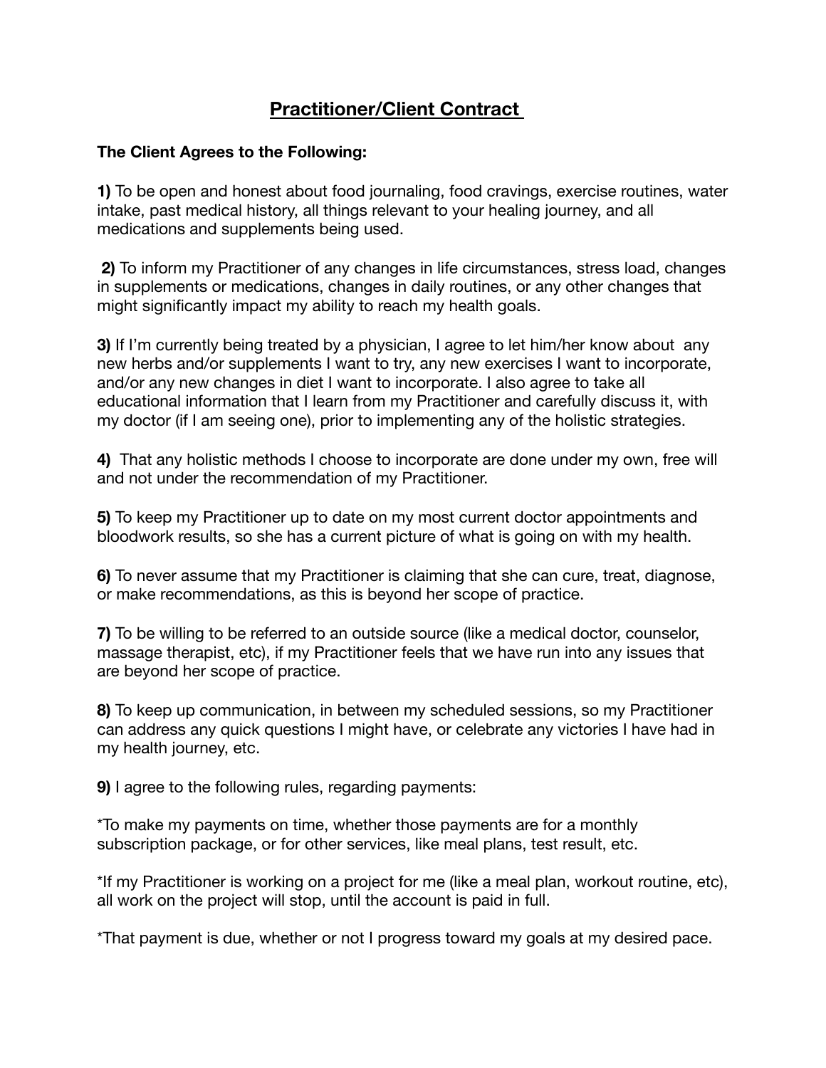# Practitioner/Client Contract

**The Client Agrees to the Following:**

**1)** To be open and honest about food journaling, food cravings, exercise routines, water intake, past medical history, all things relevant to your healing journey, and all medications and supplements being used.

**2)** To inform my Practitioner of any changes in life circumstances, stress load, changes in supplements or medications, changes in daily routines, or any other changes that might significantly impact my ability to reach my health goals.

**3)** If I'm currently being treated by a physician, I agree to let him/her know about any new herbs and/or supplements I want to try, any new exercises I want to incorporate, and/or any new changes in diet I want to incorporate. I also agree to take all educational information that I learn from my Practitioner and carefully discuss it, with my doctor (if I am seeing one), prior to implementing any of the holistic strategies.

**4)** That any holistic methods I choose to incorporate are done under my own, free will and not under the recommendation of my Practitioner.

**5)** To keep my Practitioner up to date on my most current doctor appointments and bloodwork results, so she has a current picture of what is going on with my health.

**6)** To never assume that my Practitioner is claiming that she can cure, treat, diagnose, or make recommendations, as this is beyond her scope of practice.

**7)** To be willing to be referred to an outside source (like a medical doctor, counselor, massage therapist, etc), if my Practitioner feels that we have run into any issues that are beyond her scope of practice.

**8)** To keep up communication, in between my scheduled sessions, so my Practitioner can address any quick questions I might have, or celebrate any victories I have had in my health journey, etc.

**9)** I agree to the following rules, regarding payments:

*To make my payments on time, whether those payments are for a monthly subscription package, or for other services, like meal plans, test result, etc.

*If my Practitioner is working on a project for me (like a meal plan, workout routine, etc), all work on the project will stop, until the account is paid in full.

*That payment is due, whether or not I progress toward my goals at my desired pace.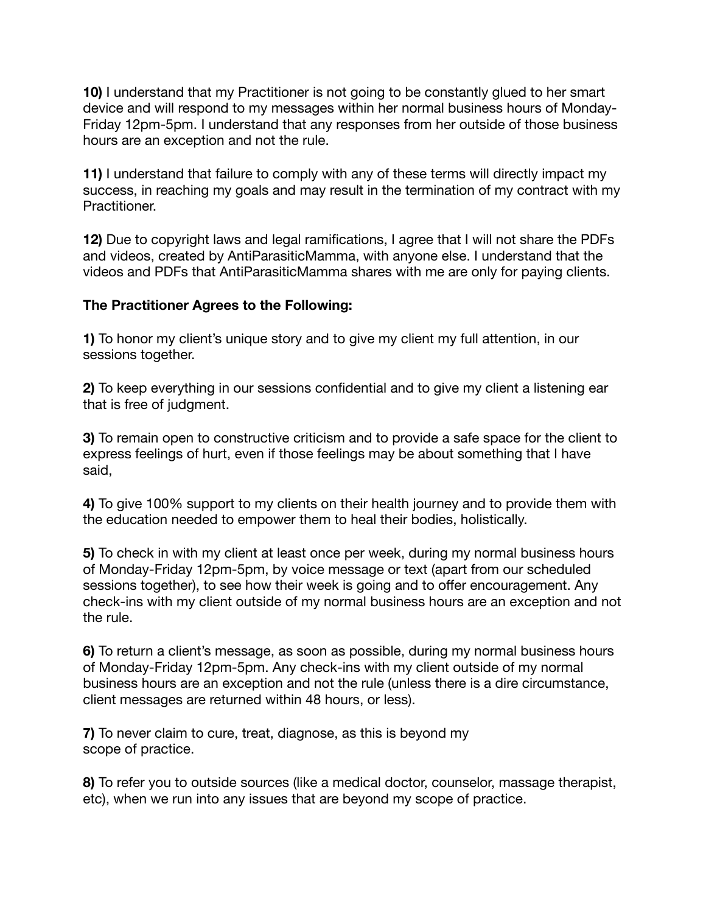**10)** I understand that my Practitioner is not going to be constantly glued to her smart device and will respond to my messages within her normal business hours of Monday-Friday 12pm-5pm. I understand that any responses from her outside of those business hours are an exception and not the rule.

**11)** I understand that failure to comply with any of these terms will directly impact my success, in reaching my goals and may result in the termination of my contract with my Practitioner.

**12)** Due to copyright laws and legal ramifications, I agree that I will not share the PDFs and videos, created by AntiParasiticMamma, with anyone else. I understand that the videos and PDFs that AntiParasiticMamma shares with me are only for paying clients.

**The Practitioner Agrees to the Following:**

**1)** To honor my client's unique story and to give my client my full attention, in our sessions together.

**2)** To keep everything in our sessions confidential and to give my client a listening ear that is free of judgment.

**3)** To remain open to constructive criticism and to provide a safe space for the client to express feelings of hurt, even if those feelings may be about something that I have said,

**4)** To give 100% support to my clients on their health journey and to provide them with the education needed to empower them to heal their bodies, holistically.

**5)** To check in with my client at least once per week, during my normal business hours of Monday-Friday 12pm-5pm, by voice message or text (apart from our scheduled sessions together), to see how their week is going and to offer encouragement. Any check-ins with my client outside of my normal business hours are an exception and not the rule.

**6)** To return a client's message, as soon as possible, during my normal business hours of Monday-Friday 12pm-5pm. Any check-ins with my client outside of my normal business hours are an exception and not the rule (unless there is a dire circumstance, client messages are returned within 48 hours, or less).

**7)** To never claim to cure, treat, diagnose, as this is beyond my scope of practice.

**8)** To refer you to outside sources (like a medical doctor, counselor, massage therapist, etc), when we run into any issues that are beyond my scope of practice.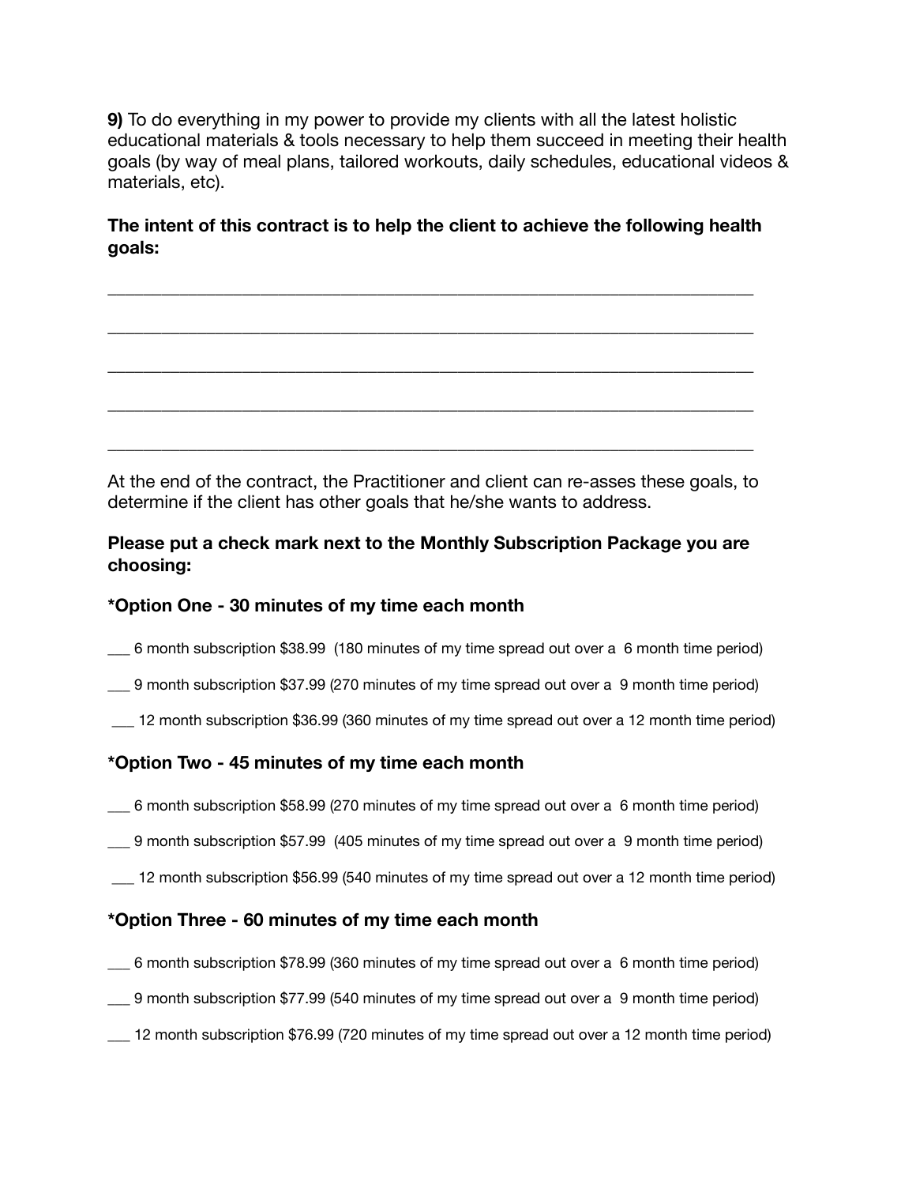**9)** To do everything in my power to provide my clients with all the latest holistic educational materials & tools necessary to help them succeed in meeting their health goals (by way of meal plans, tailored workouts, daily schedules, educational videos & materials, etc).

**The intent of this contract is to help the client to achieve the following health goals:**

___________________________________________________________________________

___________________________________________________________________________

___________________________________________________________________________

___________________________________________________________________________

___________________________________________________________________________

At the end of the contract, the Practitioner and client can re-asses these goals, to determine if the client has other goals that he/she wants to address.

**Please put a check mark next to the Monthly Subscription Package you are choosing:**

**\*Option One - 30 minutes of my time each month**

___ 6 month subscription $38.99 (180 minutes of my time spread out over a 6 month time period)

___ 9 month subscription $37.99 (270 minutes of my time spread out over a 9 month time period)

___ 12 month subscription $36.99 (360 minutes of my time spread out over a 12 month time period)

**\*Option Two - 45 minutes of my time each month**

___ 6 month subscription $58.99 (270 minutes of my time spread out over a 6 month time period)

___ 9 month subscription $57.99 (405 minutes of my time spread out over a 9 month time period)

___ 12 month subscription $56.99 (540 minutes of my time spread out over a 12 month time period)

**\*Option Three - 60 minutes of my time each month**

___ 6 month subscription $78.99 (360 minutes of my time spread out over a 6 month time period)

___ 9 month subscription $77.99 (540 minutes of my time spread out over a 9 month time period)

___ 12 month subscription $76.99 (720 minutes of my time spread out over a 12 month time period)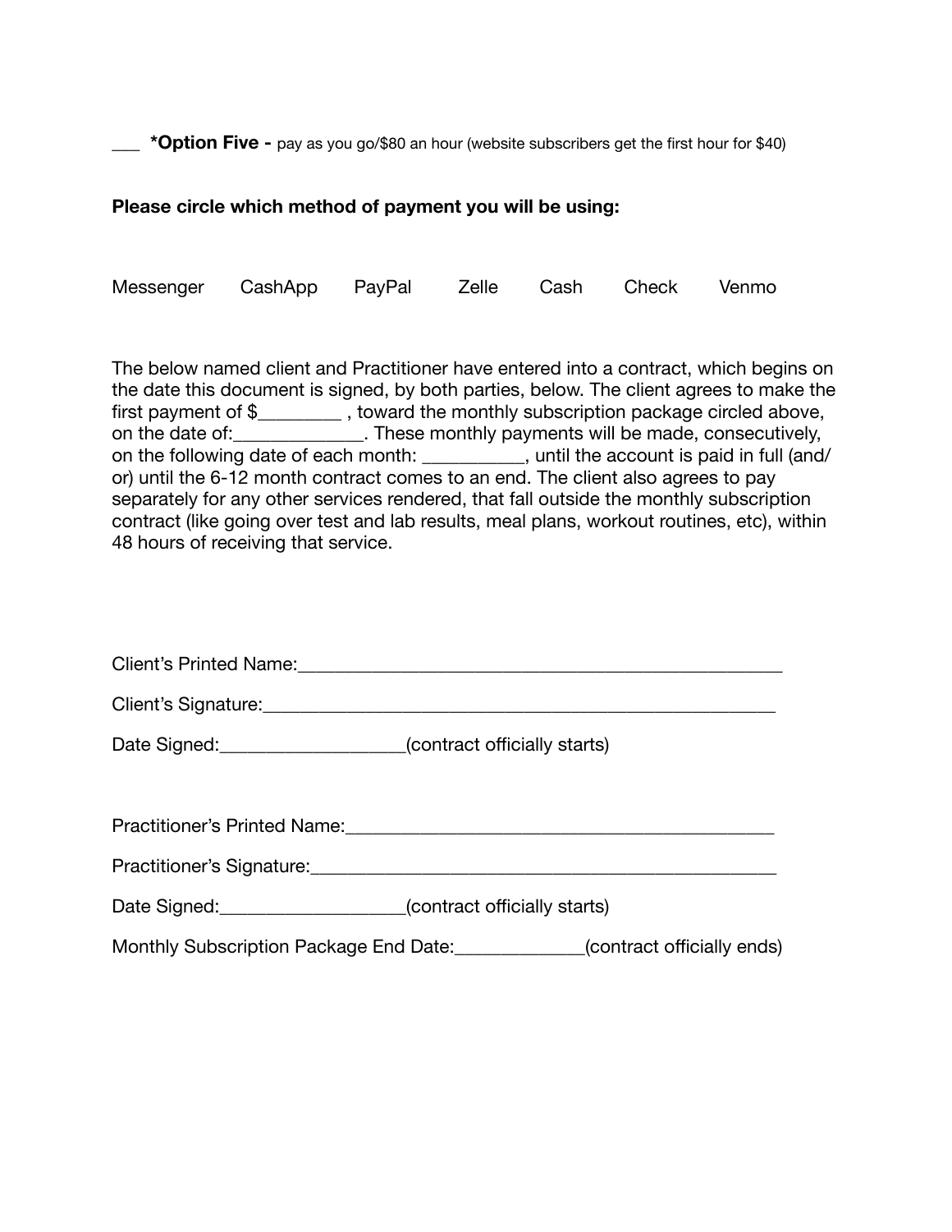___ ***Option Five -** pay as you go/$80 an hour (website subscribers get the first hour for $40)

**Please circle which method of payment you will be using:**

Messenger CashApp PayPal Zelle Cash Check Venmo

The below named client and Practitioner have entered into a contract, which begins on the date this document is signed, by both parties, below. The client agrees to make the first payment of $________ , toward the monthly subscription package circled above, on the date of:_____________. These monthly payments will be made, consecutively, on the following date of each month: __________, until the account is paid in full (and/or) until the 6-12 month contract comes to an end. The client also agrees to pay separately for any other services rendered, that fall outside the monthly subscription contract (like going over test and lab results, meal plans, workout routines, etc), within 48 hours of receiving that service.

Client's Printed Name:__________________________________________________

Client's Signature:_____________________________________________________

Date Signed:__________________(contract officially starts)

Practitioner's Printed Name:____________________________________________

Practitioner's Signature:_______________________________________________

Date Signed:__________________(contract officially starts)

Monthly Subscription Package End Date:_____________(contract officially ends)